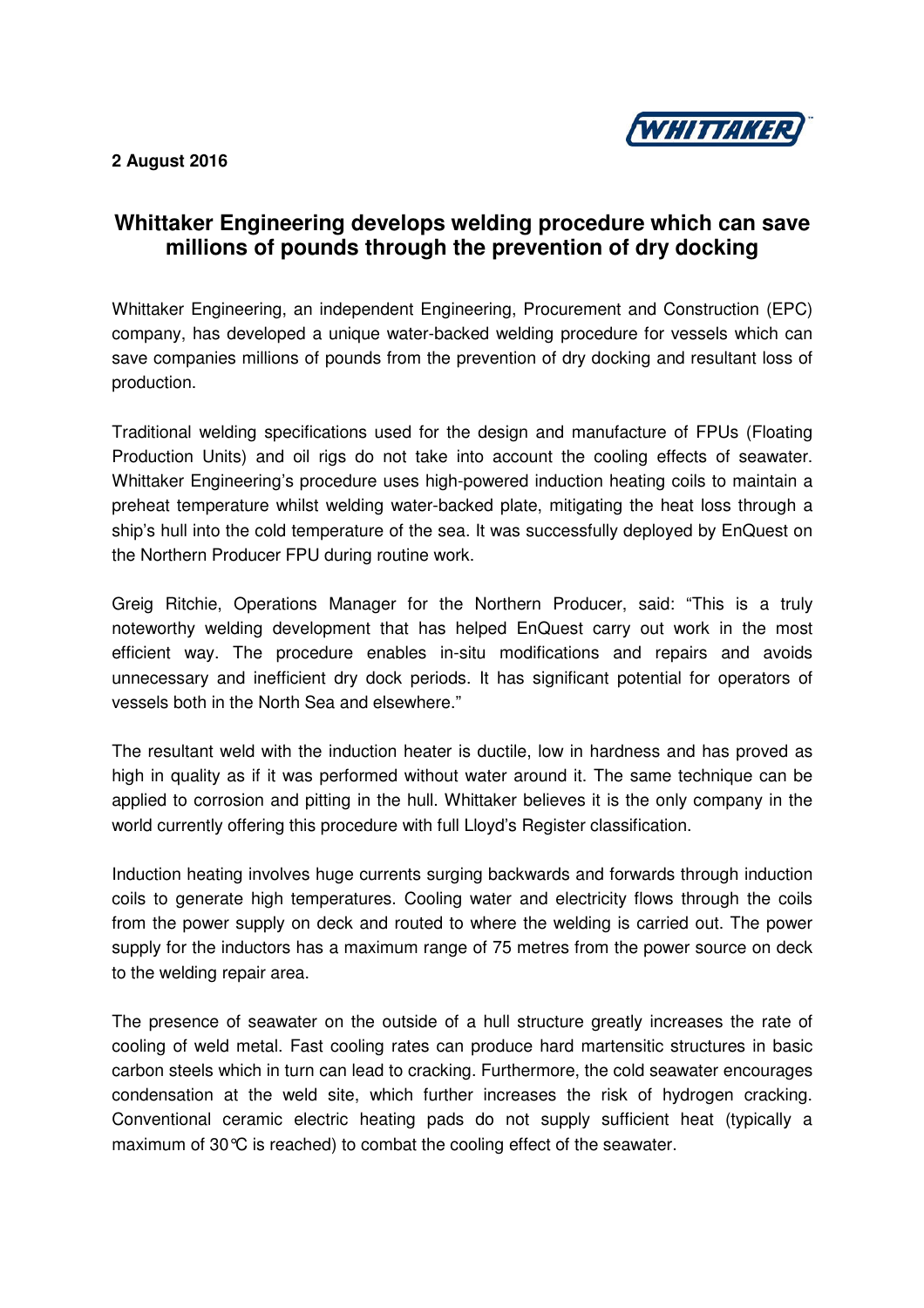**2 August 2016**

# Whittaker Engineering develops welding procedure which can save millions of pounds through the prevention of dry docking

Whittaker Engineering, an independent Engineering, Procurement and Construction (EPC) company, has developed a unique water-backed welding procedure for vessels which can save companies millions of pounds from the prevention of dry docking and resultant loss of production.

Traditional welding specifications used for the design and manufacture of FPUs (Floating Production Units) and oil rigs do not take into account the cooling effects of seawater. Whittaker Engineering's procedure uses high-powered induction heating coils to maintain a preheat temperature whilst welding water-backed plate, mitigating the heat loss through a ship's hull into the cold temperature of the sea. It was successfully deployed by EnQuest on the Northern Producer FPU during routine work.

Greig Ritchie, Operations Manager for the Northern Producer, said: "This is a truly noteworthy welding development that has helped EnQuest carry out work in the most efficient way. The procedure enables in-situ modifications and repairs and avoids unnecessary and inefficient dry dock periods. It has significant potential for operators of vessels both in the North Sea and elsewhere."

The resultant weld with the induction heater is ductile, low in hardness and has proved as high in quality as if it was performed without water around it. The same technique can be applied to corrosion and pitting in the hull. Whittaker believes it is the only company in the world currently offering this procedure with full Lloyd's Register classification.

Induction heating involves huge currents surging backwards and forwards through induction coils to generate high temperatures. Cooling water and electricity flows through the coils from the power supply on deck and routed to where the welding is carried out. The power supply for the inductors has a maximum range of 75 metres from the power source on deck to the welding repair area.

The presence of seawater on the outside of a hull structure greatly increases the rate of cooling of weld metal. Fast cooling rates can produce hard martensitic structures in basic carbon steels which in turn can lead to cracking. Furthermore, the cold seawater encourages condensation at the weld site, which further increases the risk of hydrogen cracking. Conventional ceramic electric heating pads do not supply sufficient heat (typically a maximum of 30°C is reached) to combat the cooling effect of the seawater.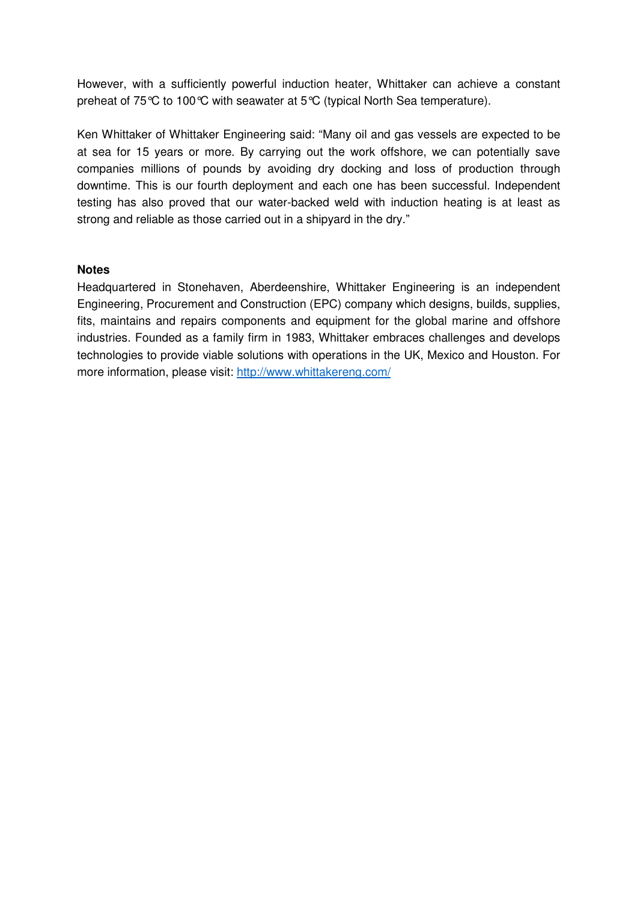However, with a sufficiently powerful induction heater, Whittaker can achieve a constant preheat of 75℃ to 100℃ with seawater at 5℃ (typical North Sea temperature).

Ken Whittaker of Whittaker Engineering said: “Many oil and gas vessels are expected to be at sea for 15 years or more. By carrying out the work offshore, we can potentially save companies millions of pounds by avoiding dry docking and loss of production through downtime. This is our fourth deployment and each one has been successful. Independent testing has also proved that our water-backed weld with induction heating is at least as strong and reliable as those carried out in a shipyard in the dry.”

**Notes**

Headquartered in Stonehaven, Aberdeenshire, Whittaker Engineering is an independent Engineering, Procurement and Construction (EPC) company which designs, builds, supplies, fits, maintains and repairs components and equipment for the global marine and offshore industries. Founded as a family firm in 1983, Whittaker embraces challenges and develops technologies to provide viable solutions with operations in the UK, Mexico and Houston. For more information, please visit: [http://www.whittakereng.com/](http://www.whittakereng.com/)